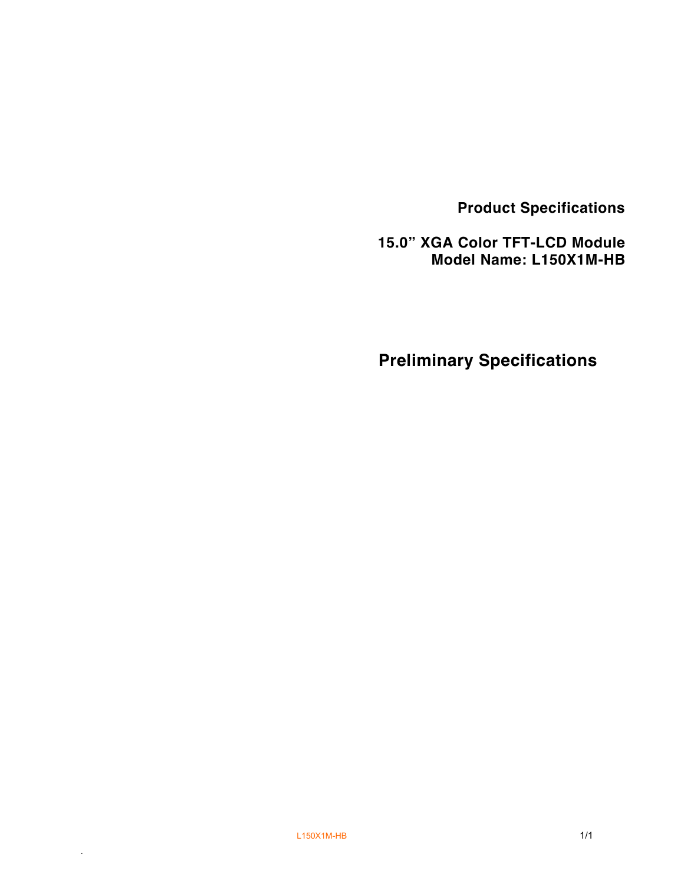# Product Specifications

## 15.0" XGA Color TFT-LCD Module
## Model Name: L150X1M-HB

# Preliminary Specifications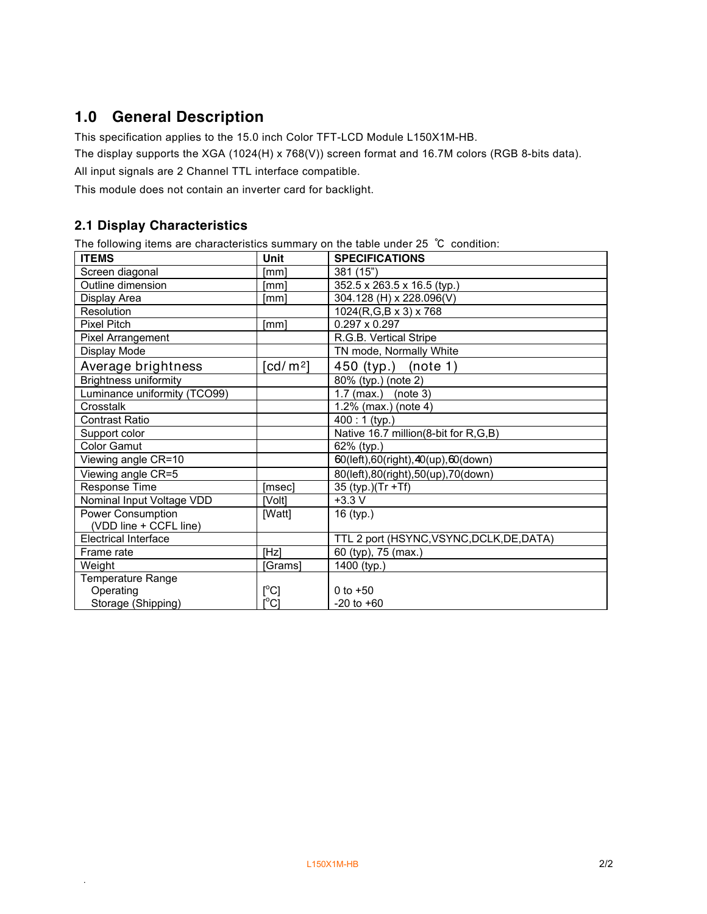## 1.0 General Description

This specification applies to the 15.0 inch Color TFT-LCD Module L150X1M-HB.

The display supports the XGA (1024(H) x 768(V)) screen format and 16.7M colors (RGB 8-bits data).

All input signals are 2 Channel TTL interface compatible.

This module does not contain an inverter card for backlight.

### 2.1 Display Characteristics

The following items are characteristics summary on the table under 25 ℃ condition:

| ITEMS | Unit | SPECIFICATIONS |
|---|---|---|
| Screen diagonal | [mm] | 381 (15") |
| Outline dimension | [mm] | 352.5 x 263.5 x 16.5 (typ.) |
| Display Area | [mm] | 304.128 (H) x 228.096(V) |
| Resolution | | 1024(R,G,B x 3) x 768 |
| Pixel Pitch | [mm] | 0.297 x 0.297 |
| Pixel Arrangement | | R.G.B. Vertical Stripe |
| Display Mode | | TN mode, Normally White |
| Average brightness | [cd/m²] | 450 (typ.) (note 1) |
| Brightness uniformity | | 80% (typ.) (note 2) |
| Luminance uniformity (TCO99) | | 1.7 (max.) (note 3) |
| Crosstalk | | 1.2% (max.) (note 4) |
| Contrast Ratio | | 400 : 1 (typ.) |
| Support color | | Native 16.7 million(8-bit for R,G,B) |
| Color Gamut | | 62% (typ.) |
| Viewing angle CR=10 | | 60(left),60(right),40(up),60(down) |
| Viewing angle CR=5 | | 80(left),80(right),50(up),70(down) |
| Response Time | [msec] | 35 (typ.)(Tr +Tf) |
| Nominal Input Voltage VDD | [Volt] | +3.3 V |
| Power Consumption (VDD line + CCFL line) | [Watt] | 16 (typ.) |
| Electrical Interface | | TTL 2 port (HSYNC,VSYNC,DCLK,DE,DATA) |
| Frame rate | [Hz] | 60 (typ), 75 (max.) |
| Weight | [Grams] | 1400 (typ.) |
| Temperature Range | | |
| Operating | [°C] | 0 to +50 |
| Storage (Shipping) | [°C] | -20 to +60 |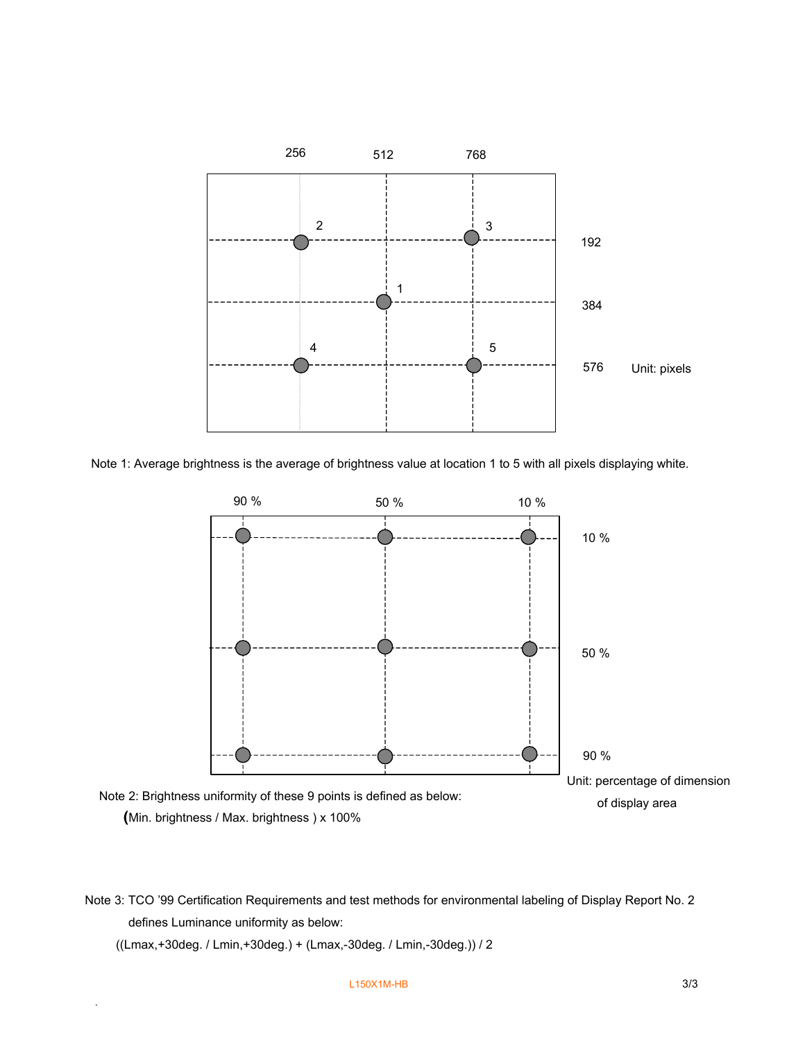256 512 768

192

384

576 Unit: pixels

Note 1: Average brightness is the average of brightness value at location 1 to 5 with all pixels displaying white.

90 % 50 % 10 %

10 %

50 %

90 %

Unit: percentage of dimension of display area

Note 2: Brightness uniformity of these 9 points is defined as below:

(Min. brightness / Max. brightness ) x 100%

Note 3: TCO '99 Certification Requirements and test methods for environmental labeling of Display Report No. 2 defines Luminance uniformity as below:

((Lmax,+30deg. / Lmin,+30deg.) + (Lmax,-30deg. / Lmin,-30deg.)) / 2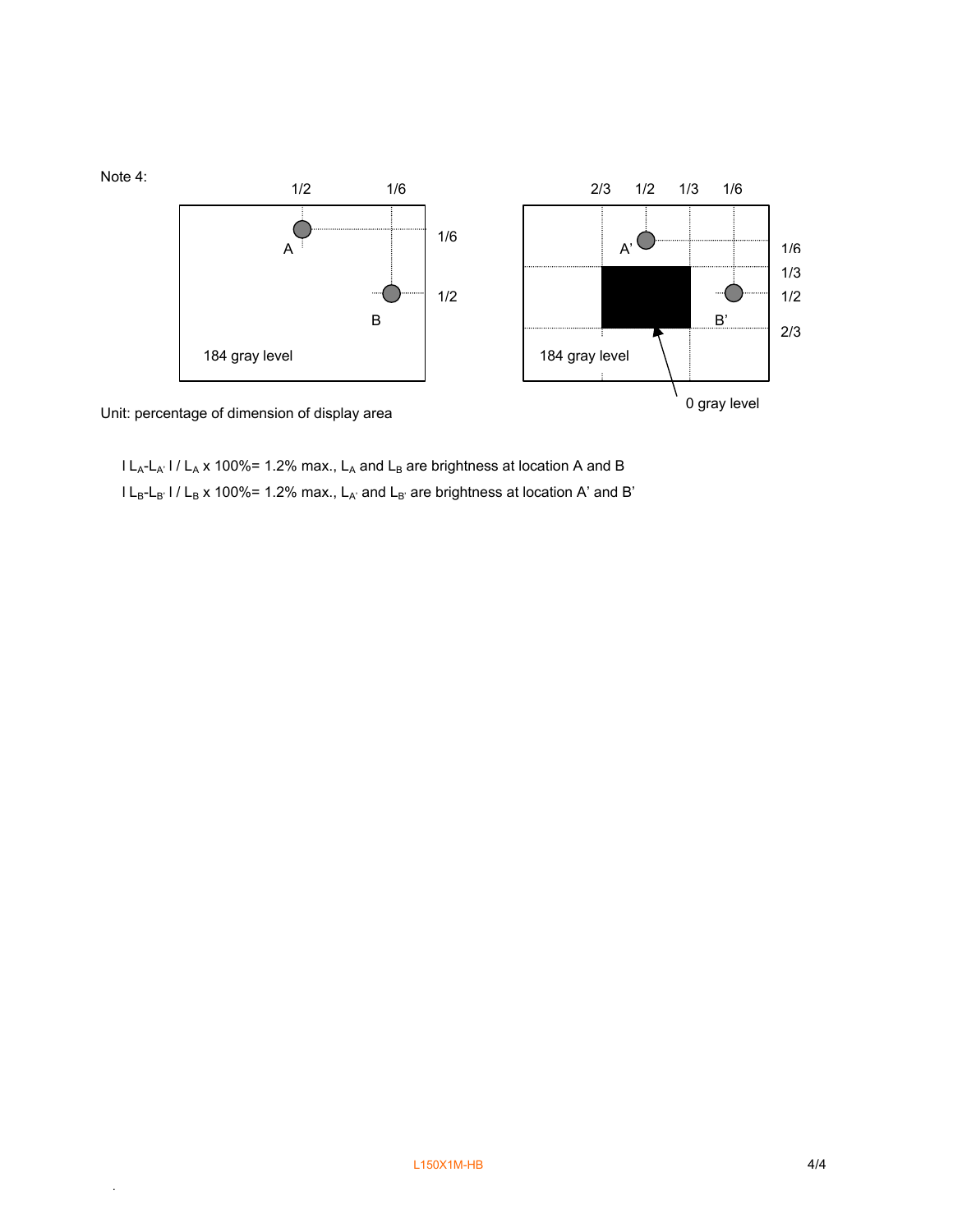Note 4:

1/2 &nbsp;&nbsp; 1/6 &nbsp;&nbsp; 1/6 &nbsp;&nbsp; 1/2

A &nbsp;&nbsp; B

184 gray level

2/3 &nbsp;&nbsp; 1/2 &nbsp;&nbsp; 1/3 &nbsp;&nbsp; 1/6 &nbsp;&nbsp; 1/6 &nbsp;&nbsp; 1/3 &nbsp;&nbsp; 1/2 &nbsp;&nbsp; 2/3

A’ &nbsp;&nbsp; B’

184 gray level

0 gray level

Unit: percentage of dimension of display area

$| L_A - L_{A'} | / L_A \times 100\% = 1.2\%$ max., $L_A$ and $L_B$ are brightness at location A and B

$| L_B - L_{B'} | / L_B \times 100\% = 1.2\%$ max., $L_{A'}$ and $L_{B'}$ are brightness at location A’ and B’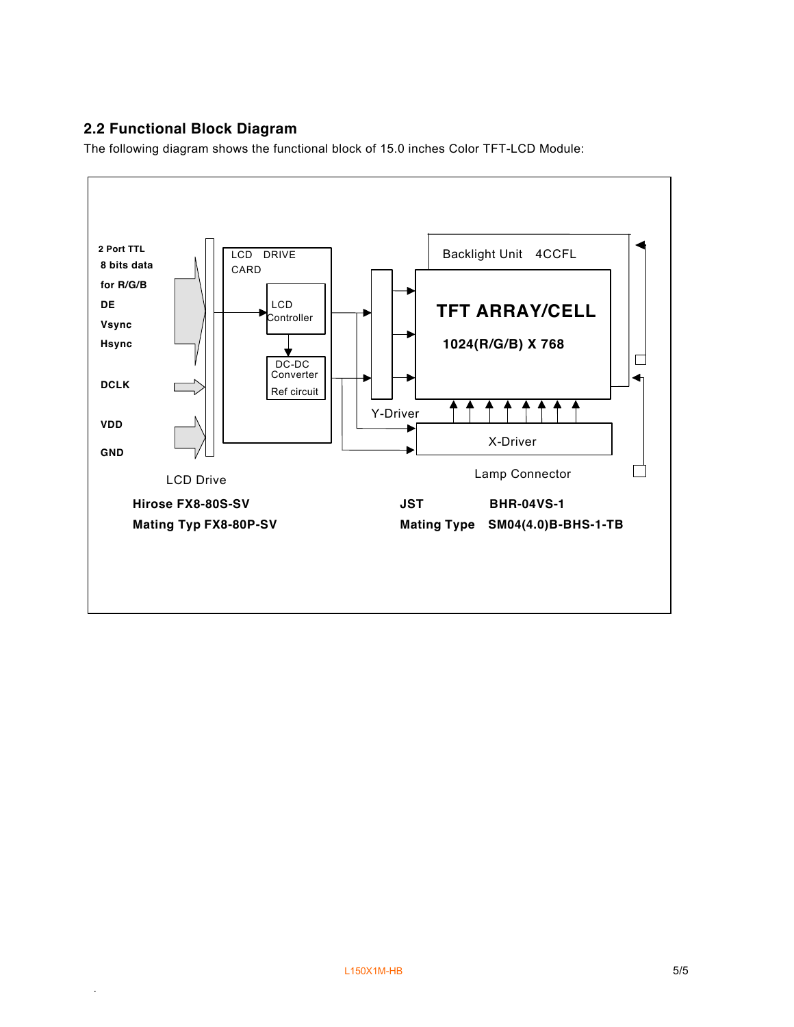## 2.2 Functional Block Diagram

The following diagram shows the functional block of 15.0 inches Color TFT-LCD Module:

2 Port TTL
**8 bits data**
**for R/G/B**
**DE**
**Vsync**
**Hsync**

**DCLK**

**VDD**

**GND**

LCD DRIVE CARD

LCD Controller

DC-DC Converter

Ref circuit

Backlight Unit 4CCFL

**TFT ARRAY/CELL**

**1024(R/G/B) X 768**

Y-Driver

X-Driver

LCD Drive

Lamp Connector

**Hirose FX8-80S-SV**

**Mating Typ FX8-80P-SV**

**JST BHR-04VS-1**

**Mating Type SM04(4.0)B-BHS-1-TB**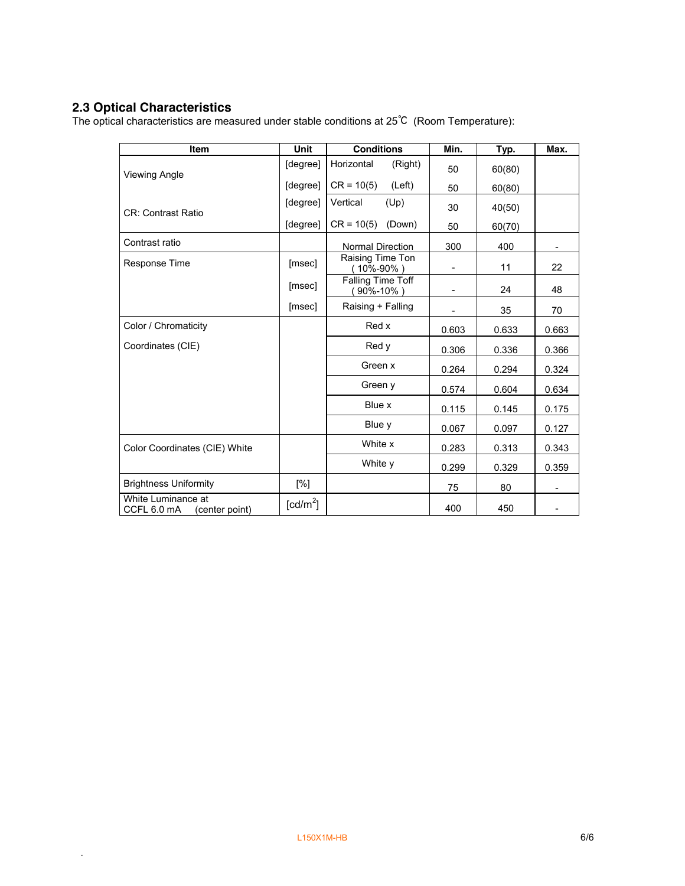## 2.3 Optical Characteristics

The optical characteristics are measured under stable conditions at 25℃ (Room Temperature):

| Item | Unit | Conditions | Min. | Typ. | Max. |
|---|---|---|---|---|---|
| Viewing Angle | [degree] | Horizontal (Right) | 50 | 60(80) | |
| | [degree] | CR = 10(5) (Left) | 50 | 60(80) | |
| CR: Contrast Ratio | [degree] | Vertical (Up) | 30 | 40(50) | |
| | [degree] | CR = 10(5) (Down) | 50 | 60(70) | |
| Contrast ratio | | Normal Direction | 300 | 400 | - |
| Response Time | [msec] | Raising Time Ton (10%-90%) | - | 11 | 22 |
| | [msec] | Falling Time Toff (90%-10%) | - | 24 | 48 |
| | [msec] | Raising + Falling | - | 35 | 70 |
| Color / Chromaticity Coordinates (CIE) | | Red x | 0.603 | 0.633 | 0.663 |
| | | Red y | 0.306 | 0.336 | 0.366 |
| | | Green x | 0.264 | 0.294 | 0.324 |
| | | Green y | 0.574 | 0.604 | 0.634 |
| | | Blue x | 0.115 | 0.145 | 0.175 |
| | | Blue y | 0.067 | 0.097 | 0.127 |
| Color Coordinates (CIE) White | | White x | 0.283 | 0.313 | 0.343 |
| | | White y | 0.299 | 0.329 | 0.359 |
| Brightness Uniformity | [%] | | 75 | 80 | - |
| White Luminance at CCFL 6.0 mA (center point) | [cd/m$^2$] | | 400 | 450 | - |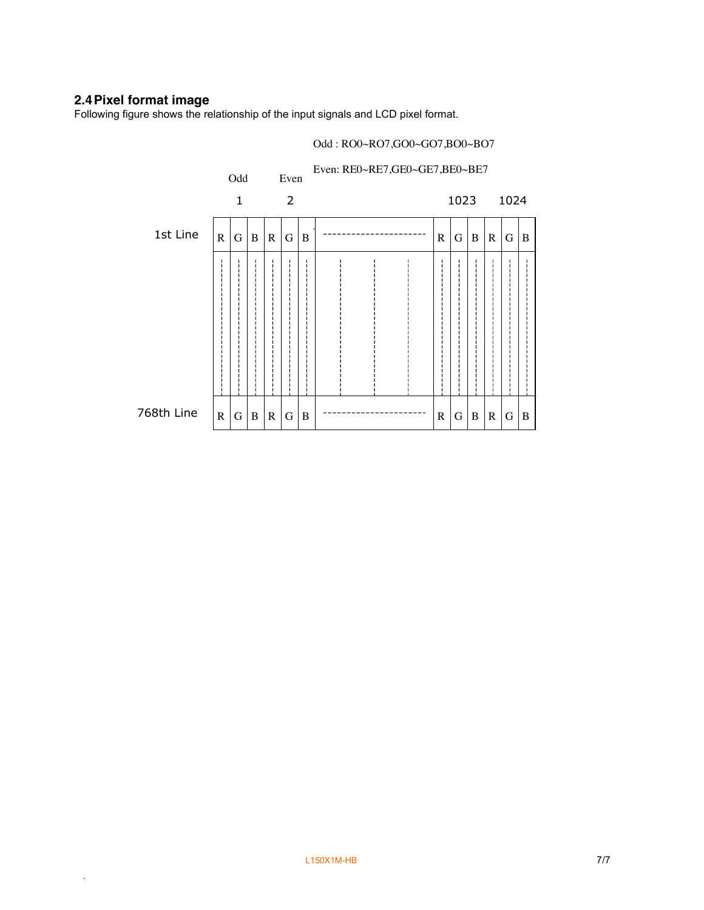## 2.4 Pixel format image

Following figure shows the relationship of the input signals and LCD pixel format.

Odd : RO0~RO7,GO0~GO7,BO0~BO7

Even: RE0~RE7,GE0~GE7,BE0~BE7

| | Odd | | | Even | | | | | | | | | |
|---|---|---|---|---|---|---|---|---|---|---|---|---|---|
| | 1 | | | 2 | | | | 1023 | | | 1024 | | |
| 1st Line | R | G | B | R | G | B | ---------------------- | R | G | B | R | G | B |
| ⋮ | ⋮ | ⋮ | ⋮ | ⋮ | ⋮ | ⋮ | ⋮ | ⋮ | ⋮ | ⋮ | ⋮ | ⋮ | ⋮ |
| 768th Line | R | G | B | R | G | B | ---------------------- | R | G | B | R | G | B |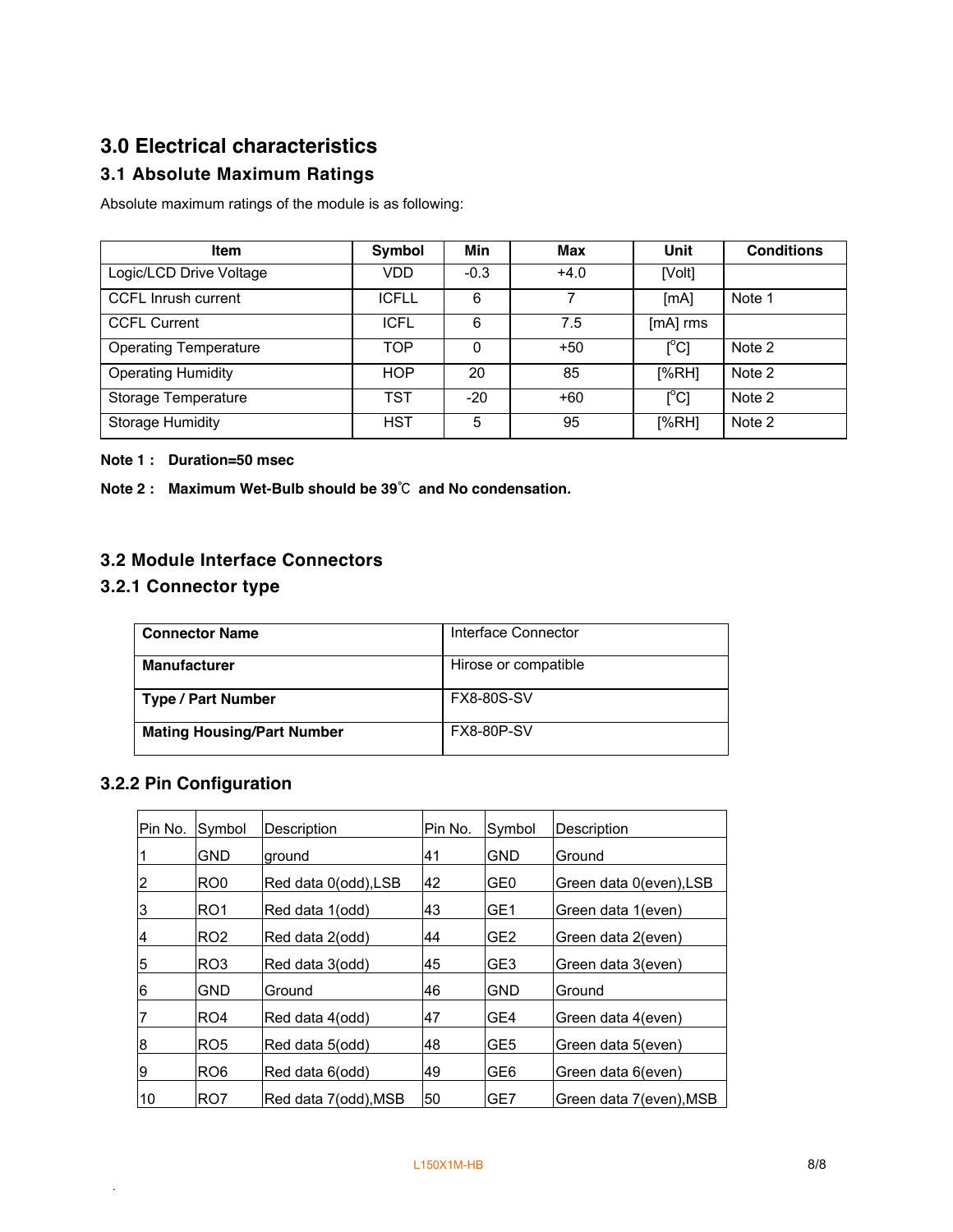# 3.0 Electrical characteristics

## 3.1 Absolute Maximum Ratings

Absolute maximum ratings of the module is as following:

| Item | Symbol | Min | Max | Unit | Conditions |
|---|---|---|---|---|---|
| Logic/LCD Drive Voltage | VDD | -0.3 | +4.0 | [Volt] | |
| CCFL Inrush current | ICFLL | 6 | 7 | [mA] | Note 1 |
| CCFL Current | ICFL | 6 | 7.5 | [mA] rms | |
| Operating Temperature | TOP | 0 | +50 | [$^{o}$C] | Note 2 |
| Operating Humidity | HOP | 20 | 85 | [%RH] | Note 2 |
| Storage Temperature | TST | -20 | +60 | [$^{o}$C] | Note 2 |
| Storage Humidity | HST | 5 | 95 | [%RH] | Note 2 |

**Note 1 : Duration=50 msec**

**Note 2 : Maximum Wet-Bulb should be 39℃ and No condensation.**

## 3.2 Module Interface Connectors

## 3.2.1 Connector type

| **Connector Name** | Interface Connector |
|---|---|
| **Manufacturer** | Hirose or compatible |
| **Type / Part Number** | FX8-80S-SV |
| **Mating Housing/Part Number** | FX8-80P-SV |

## 3.2.2 Pin Configuration

| Pin No. | Symbol | Description | Pin No. | Symbol | Description |
|---|---|---|---|---|---|
| 1 | GND | ground | 41 | GND | Ground |
| 2 | RO0 | Red data 0(odd),LSB | 42 | GE0 | Green data 0(even),LSB |
| 3 | RO1 | Red data 1(odd) | 43 | GE1 | Green data 1(even) |
| 4 | RO2 | Red data 2(odd) | 44 | GE2 | Green data 2(even) |
| 5 | RO3 | Red data 3(odd) | 45 | GE3 | Green data 3(even) |
| 6 | GND | Ground | 46 | GND | Ground |
| 7 | RO4 | Red data 4(odd) | 47 | GE4 | Green data 4(even) |
| 8 | RO5 | Red data 5(odd) | 48 | GE5 | Green data 5(even) |
| 9 | RO6 | Red data 6(odd) | 49 | GE6 | Green data 6(even) |
| 10 | RO7 | Red data 7(odd),MSB | 50 | GE7 | Green data 7(even),MSB |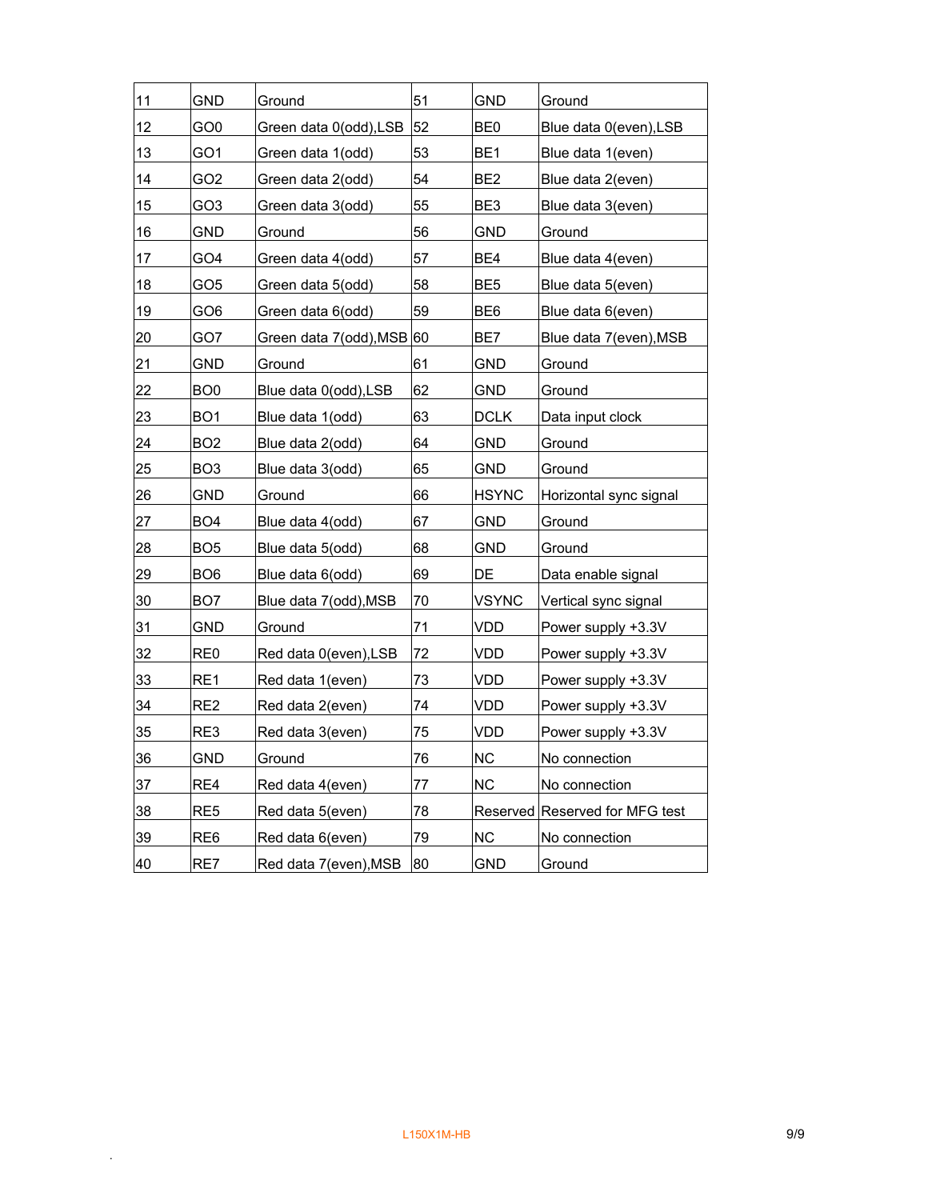| 11 | GND | Ground | 51 | GND | Ground |
|---|---|---|---|---|---|
| 12 | GO0 | Green data 0(odd),LSB | 52 | BE0 | Blue data 0(even),LSB |
| 13 | GO1 | Green data 1(odd) | 53 | BE1 | Blue data 1(even) |
| 14 | GO2 | Green data 2(odd) | 54 | BE2 | Blue data 2(even) |
| 15 | GO3 | Green data 3(odd) | 55 | BE3 | Blue data 3(even) |
| 16 | GND | Ground | 56 | GND | Ground |
| 17 | GO4 | Green data 4(odd) | 57 | BE4 | Blue data 4(even) |
| 18 | GO5 | Green data 5(odd) | 58 | BE5 | Blue data 5(even) |
| 19 | GO6 | Green data 6(odd) | 59 | BE6 | Blue data 6(even) |
| 20 | GO7 | Green data 7(odd),MSB | 60 | BE7 | Blue data 7(even),MSB |
| 21 | GND | Ground | 61 | GND | Ground |
| 22 | BO0 | Blue data 0(odd),LSB | 62 | GND | Ground |
| 23 | BO1 | Blue data 1(odd) | 63 | DCLK | Data input clock |
| 24 | BO2 | Blue data 2(odd) | 64 | GND | Ground |
| 25 | BO3 | Blue data 3(odd) | 65 | GND | Ground |
| 26 | GND | Ground | 66 | HSYNC | Horizontal sync signal |
| 27 | BO4 | Blue data 4(odd) | 67 | GND | Ground |
| 28 | BO5 | Blue data 5(odd) | 68 | GND | Ground |
| 29 | BO6 | Blue data 6(odd) | 69 | DE | Data enable signal |
| 30 | BO7 | Blue data 7(odd),MSB | 70 | VSYNC | Vertical sync signal |
| 31 | GND | Ground | 71 | VDD | Power supply +3.3V |
| 32 | RE0 | Red data 0(even),LSB | 72 | VDD | Power supply +3.3V |
| 33 | RE1 | Red data 1(even) | 73 | VDD | Power supply +3.3V |
| 34 | RE2 | Red data 2(even) | 74 | VDD | Power supply +3.3V |
| 35 | RE3 | Red data 3(even) | 75 | VDD | Power supply +3.3V |
| 36 | GND | Ground | 76 | NC | No connection |
| 37 | RE4 | Red data 4(even) | 77 | NC | No connection |
| 38 | RE5 | Red data 5(even) | 78 | Reserved | Reserved for MFG test |
| 39 | RE6 | Red data 6(even) | 79 | NC | No connection |
| 40 | RE7 | Red data 7(even),MSB | 80 | GND | Ground |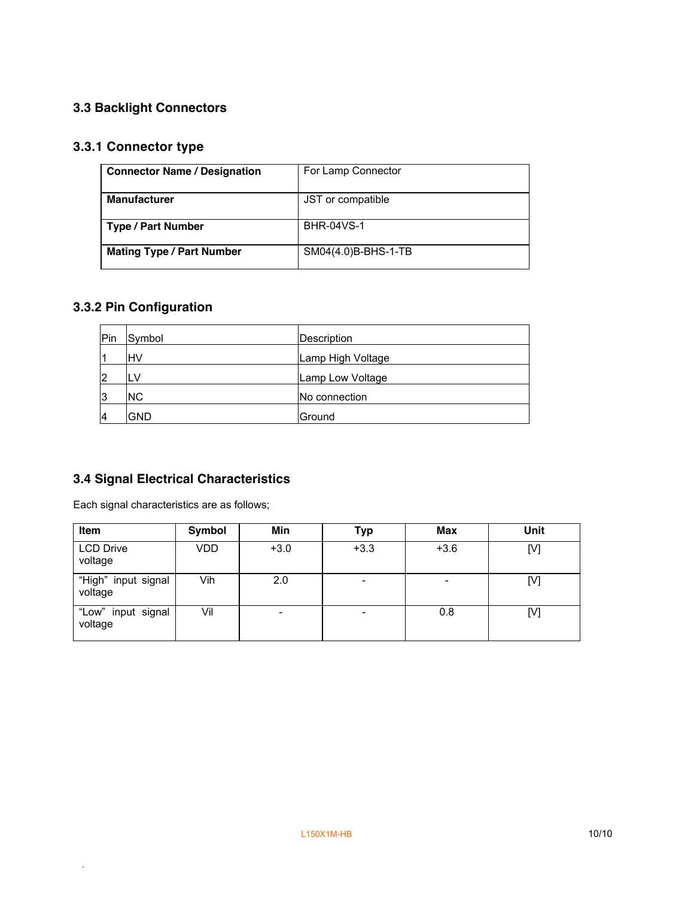## 3.3 Backlight Connectors

### 3.3.1 Connector type

| **Connector Name / Designation** | For Lamp Connector |
|---|---|
| **Manufacturer** | JST or compatible |
| **Type / Part Number** | BHR-04VS-1 |
| **Mating Type / Part Number** | SM04(4.0)B-BHS-1-TB |

### 3.3.2 Pin Configuration

| Pin | Symbol | Description |
|---|---|---|
| 1 | HV | Lamp High Voltage |
| 2 | LV | Lamp Low Voltage |
| 3 | NC | No connection |
| 4 | GND | Ground |

## 3.4 Signal Electrical Characteristics

Each signal characteristics are as follows;

| Item | Symbol | Min | Typ | Max | Unit |
|---|---|---|---|---|---|
| LCD Drive voltage | VDD | +3.0 | +3.3 | +3.6 | [V] |
| "High" input signal voltage | Vih | 2.0 | - | - | [V] |
| "Low" input signal voltage | Vil | - | - | 0.8 | [V] |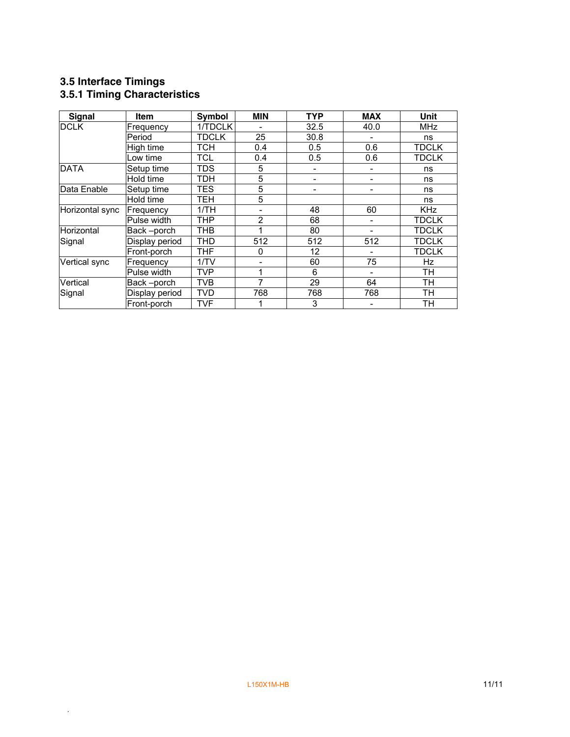### 3.5 Interface Timings

### 3.5.1 Timing Characteristics

| Signal | Item | Symbol | MIN | TYP | MAX | Unit |
|---|---|---|---|---|---|---|
| DCLK | Frequency | 1/TDCLK | - | 32.5 | 40.0 | MHz |
| | Period | TDCLK | 25 | 30.8 | - | ns |
| | High time | TCH | 0.4 | 0.5 | 0.6 | TDCLK |
| | Low time | TCL | 0.4 | 0.5 | 0.6 | TDCLK |
| DATA | Setup time | TDS | 5 | - | - | ns |
| | Hold time | TDH | 5 | - | - | ns |
| Data Enable | Setup time | TES | 5 | - | - | ns |
| | Hold time | TEH | 5 | | | ns |
| Horizontal sync | Frequency | 1/TH | - | 48 | 60 | KHz |
| | Pulse width | THP | 2 | 68 | - | TDCLK |
| Horizontal Signal | Back –porch | THB | 1 | 80 | - | TDCLK |
| | Display period | THD | 512 | 512 | 512 | TDCLK |
| | Front-porch | THF | 0 | 12 | - | TDCLK |
| Vertical sync | Frequency | 1/TV | - | 60 | 75 | Hz |
| | Pulse width | TVP | 1 | 6 | - | TH |
| Vertical Signal | Back –porch | TVB | 7 | 29 | 64 | TH |
| | Display period | TVD | 768 | 768 | 768 | TH |
| | Front-porch | TVF | 1 | 3 | - | TH |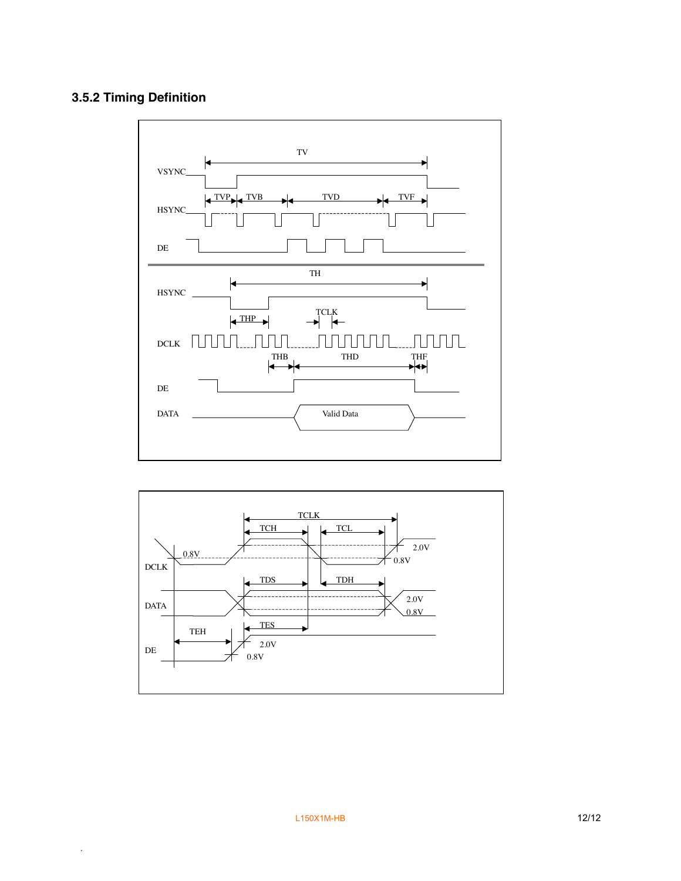### 3.5.2 Timing Definition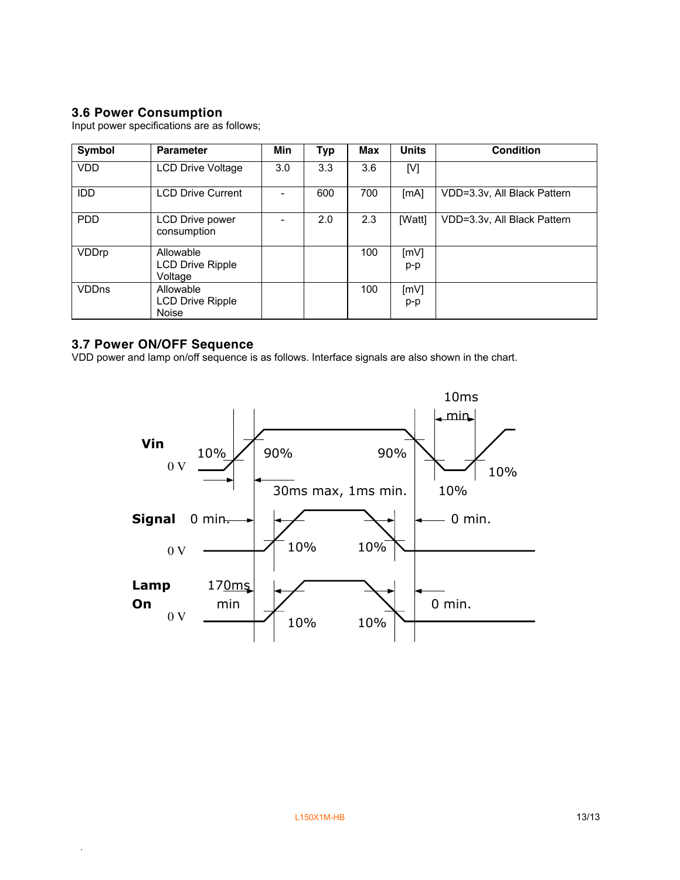### 3.6 Power Consumption

Input power specifications are as follows;

| Symbol | Parameter | Min | Typ | Max | Units | Condition |
|---|---|---|---|---|---|---|
| VDD | LCD Drive Voltage | 3.0 | 3.3 | 3.6 | [V] | |
| IDD | LCD Drive Current | - | 600 | 700 | [mA] | VDD=3.3v, All Black Pattern |
| PDD | LCD Drive power consumption | - | 2.0 | 2.3 | [Watt] | VDD=3.3v, All Black Pattern |
| VDDrp | Allowable LCD Drive Ripple Voltage | | | 100 | [mV] p-p | |
| VDDns | Allowable LCD Drive Ripple Noise | | | 100 | [mV] p-p | |

### 3.7 Power ON/OFF Sequence

VDD power and lamp on/off sequence is as follows. Interface signals are also shown in the chart.

Vin: 0 V, 10%, 90%, 90%, 10%, 10%; 10ms min; 30ms max, 1ms min.

Signal: 0 V, 0 min., 10%, 10%, 0 min.

Lamp On: 0 V, 170ms min, 10%, 10%, 0 min.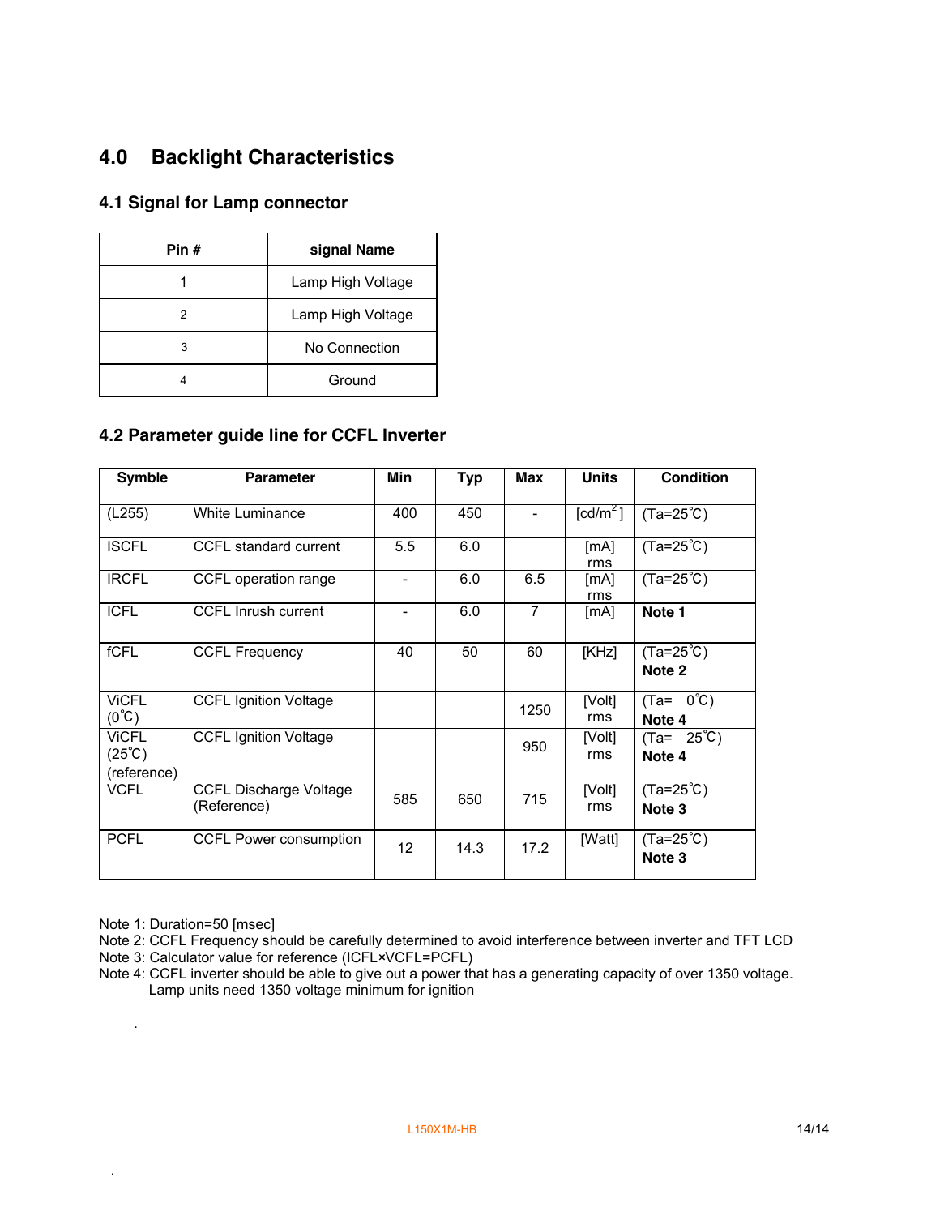## 4.0 Backlight Characteristics

### 4.1 Signal for Lamp connector

| Pin # | signal Name |
|---|---|
| 1 | Lamp High Voltage |
| 2 | Lamp High Voltage |
| 3 | No Connection |
| 4 | Ground |

### 4.2 Parameter guide line for CCFL Inverter

| Symble | Parameter | Min | Typ | Max | Units | Condition |
|---|---|---|---|---|---|---|
| (L255) | White Luminance | 400 | 450 | - | [cd/m$^2$] | (Ta=25℃) |
| ISCFL | CCFL standard current | 5.5 | 6.0 | | [mA] rms | (Ta=25℃) |
| IRCFL | CCFL operation range | - | 6.0 | 6.5 | [mA] rms | (Ta=25℃) |
| ICFL | CCFL Inrush current | - | 6.0 | 7 | [mA] | **Note 1** |
| fCFL | CCFL Frequency | 40 | 50 | 60 | [KHz] | (Ta=25℃) **Note 2** |
| ViCFL (0℃) | CCFL Ignition Voltage | | | 1250 | [Volt] rms | (Ta= 0℃) **Note 4** |
| ViCFL (25℃) (reference) | CCFL Ignition Voltage | | | 950 | [Volt] rms | (Ta= 25℃) **Note 4** |
| VCFL | CCFL Discharge Voltage (Reference) | 585 | 650 | 715 | [Volt] rms | (Ta=25℃) **Note 3** |
| PCFL | CCFL Power consumption | 12 | 14.3 | 17.2 | [Watt] | (Ta=25℃) **Note 3** |

Note 1: Duration=50 [msec]
Note 2: CCFL Frequency should be carefully determined to avoid interference between inverter and TFT LCD
Note 3: Calculator value for reference (ICFL×VCFL=PCFL)
Note 4: CCFL inverter should be able to give out a power that has a generating capacity of over 1350 voltage. Lamp units need 1350 voltage minimum for ignition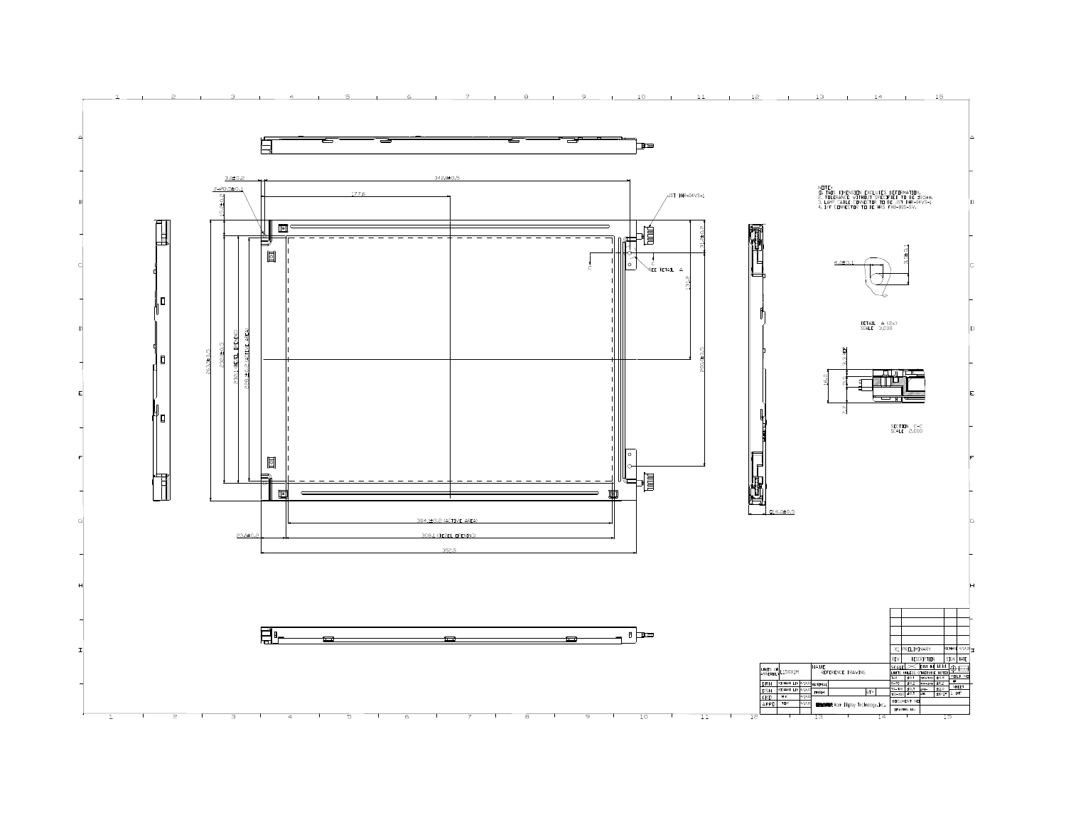NOTE:

1. THE DIMENSION EXCLUDES DEFORMATION.
2. TOLERANCE WITHOUT SPECIFIED TO BE ±0.5mm.
3. LAMP CABLE CONNECTOR TO BE JST BHR-04VS-1
4. I/F CONNECTOR TO BE HRS FX8-80S-SV.

DETAIL A (2x)
SCALE 3.000

SECTION C-C
SCALE 2.000

| | |
|---|---|
| UNITS OF ASSEMBLY | L150X1M |
| NAME | REFERENCE DRAWING |
| DRN | |
| DSN | |
| CKD | |
| APPD | |
| REV | DESCRIPTION |
| X1 | PRELIMINARY |

Acer Display Technology, Inc.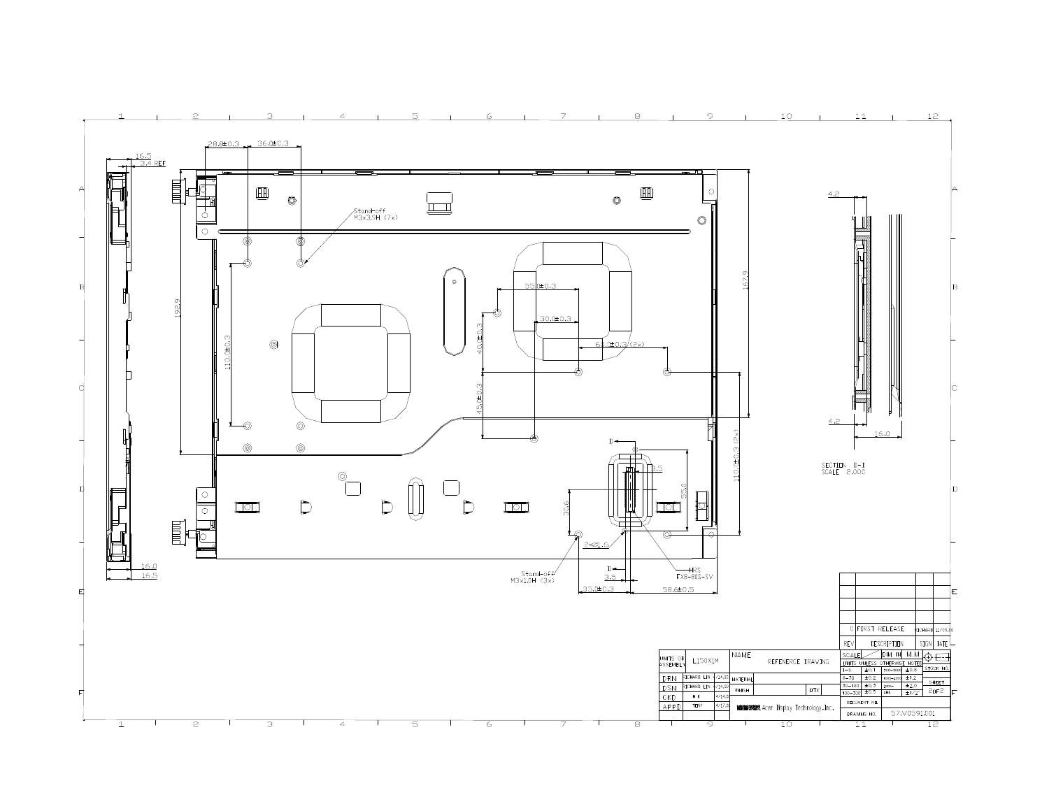16.5

3.4 REF

28.0±0.3

36.0±0.3

Stand-off
M3x3.9H (7x)

192.9

110.0±0.3

55.0±0.3

30.0±0.3

40.0±0.3

60.0±0.3 (2x)

45.0±0.3

157.9

110.0±0.3 (2x)

3.5

55.0

30.6

2-Ø1.6

D

D

HRS
FX8-80S-SV

Stand-off
M3x1.0H (3x)

3.5

35.0±0.3

58.6±0.5

16.0

16.5

4.2

4.2

16.0

SECTION D-D
SCALE 2.000

| REV | DESCRIPTION | SIGN | DATE |
|---|---|---|---|
| 0 | FIRST RELEASE | RICHARD | 11/25/03 |

| | | | |
|---|---|---|---|
| UNITS OR ASSEMBLY | L150X1M | NAME | REFERENCE DRAWING |
| DRN | RICHARD LIN | 4/14/03 | MATERIAL |
| DSN | RICHARD LIN | 4/14/03 | FINISH / QTY |
| CKD | H.K | 4/14/03 | |
| APPD | TONY | 4/17/03 | Acer Display Technology,Inc. |

| | | | |
|---|---|---|---|
| SCALE | | DIM IN | M.M |
| LIMITS UNLESS OTHERWISE NOTED | | | |
| 1~6 | ±0.1 | 500~1000 | ±0.8 |
| 6~30 | ±0.2 | 1000~2000 | ±1.2 |
| 30~100 | ±0.3 | 2000~ | ±2.0 |
| 100~300 | ±0.5 | ANG | ±1/2° |

STOCK NO.

SHEET 2 OF 2

DOCUMENT NO.

DRAWING NO. 57.V0591.001